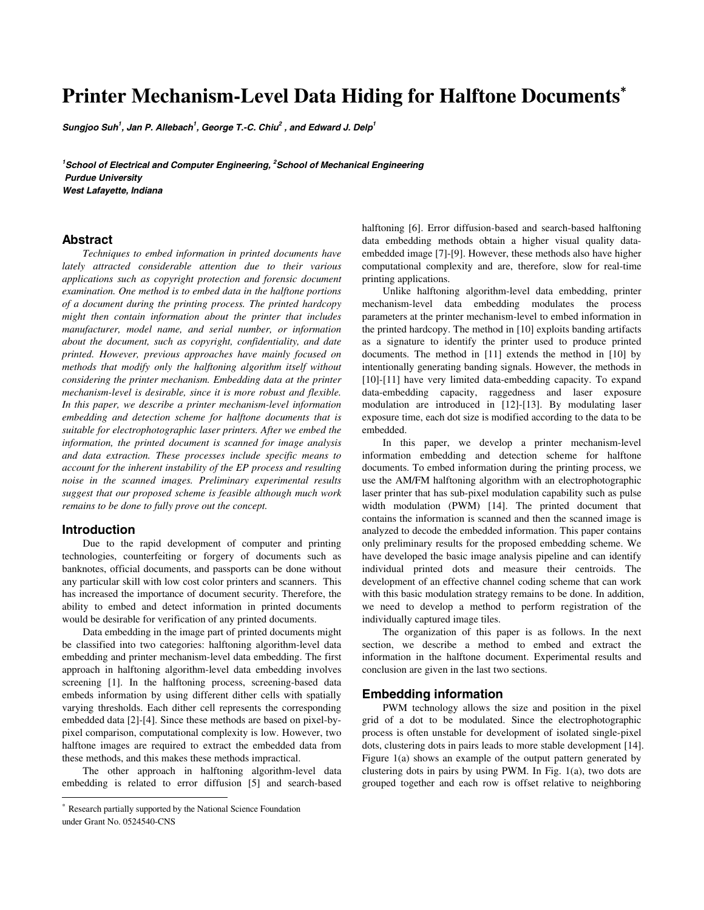# Printer Mechanism-Level Data Hiding for Halftone Documents*

***Sungjoo Suh[1], Jan P. Allebach[1], George T.-C. Chiu[2], and Edward J. Delp[1]***

***[1]School of Electrical and Computer Engineering, [2]School of Mechanical Engineering***
***Purdue University***
***West Lafayette, Indiana***

## Abstract

*Techniques to embed information in printed documents have lately attracted considerable attention due to their various applications such as copyright protection and forensic document examination. One method is to embed data in the halftone portions of a document during the printing process. The printed hardcopy might then contain information about the printer that includes manufacturer, model name, and serial number, or information about the document, such as copyright, confidentiality, and date printed. However, previous approaches have mainly focused on methods that modify only the halftoning algorithm itself without considering the printer mechanism. Embedding data at the printer mechanism-level is desirable, since it is more robust and flexible. In this paper, we describe a printer mechanism-level information embedding and detection scheme for halftone documents that is suitable for electrophotographic laser printers. After we embed the information, the printed document is scanned for image analysis and data extraction. These processes include specific means to account for the inherent instability of the EP process and resulting noise in the scanned images. Preliminary experimental results suggest that our proposed scheme is feasible although much work remains to be done to fully prove out the concept.*

## Introduction

Due to the rapid development of computer and printing technologies, counterfeiting or forgery of documents such as banknotes, official documents, and passports can be done without any particular skill with low cost color printers and scanners. This has increased the importance of document security. Therefore, the ability to embed and detect information in printed documents would be desirable for verification of any printed documents.

Data embedding in the image part of printed documents might be classified into two categories: halftoning algorithm-level data embedding and printer mechanism-level data embedding. The first approach in halftoning algorithm-level data embedding involves screening [1]. In the halftoning process, screening-based data embeds information by using different dither cells with spatially varying thresholds. Each dither cell represents the corresponding embedded data [2]-[4]. Since these methods are based on pixel-by-pixel comparison, computational complexity is low. However, two halftone images are required to extract the embedded data from these methods, and this makes these methods impractical.

The other approach in halftoning algorithm-level data embedding is related to error diffusion [5] and search-based halftoning [6]. Error diffusion-based and search-based halftoning data embedding methods obtain a higher visual quality data-embedded image [7]-[9]. However, these methods also have higher computational complexity and are, therefore, slow for real-time printing applications.

Unlike halftoning algorithm-level data embedding, printer mechanism-level data embedding modulates the process parameters at the printer mechanism-level to embed information in the printed hardcopy. The method in [10] exploits banding artifacts as a signature to identify the printer used to produce printed documents. The method in [11] extends the method in [10] by intentionally generating banding signals. However, the methods in [10]-[11] have very limited data-embedding capacity. To expand data-embedding capacity, raggedness and laser exposure modulation are introduced in [12]-[13]. By modulating laser exposure time, each dot size is modified according to the data to be embedded.

In this paper, we develop a printer mechanism-level information embedding and detection scheme for halftone documents. To embed information during the printing process, we use the AM/FM halftoning algorithm with an electrophotographic laser printer that has sub-pixel modulation capability such as pulse width modulation (PWM) [14]. The printed document that contains the information is scanned and then the scanned image is analyzed to decode the embedded information. This paper contains only preliminary results for the proposed embedding scheme. We have developed the basic image analysis pipeline and can identify individual printed dots and measure their centroids. The development of an effective channel coding scheme that can work with this basic modulation strategy remains to be done. In addition, we need to develop a method to perform registration of the individually captured image tiles.

The organization of this paper is as follows. In the next section, we describe a method to embed and extract the information in the halftone document. Experimental results and conclusion are given in the last two sections.

## Embedding information

PWM technology allows the size and position in the pixel grid of a dot to be modulated. Since the electrophotographic process is often unstable for development of isolated single-pixel dots, clustering dots in pairs leads to more stable development [14]. Figure 1(a) shows an example of the output pattern generated by clustering dots in pairs by using PWM. In Fig. 1(a), two dots are grouped together and each row is offset relative to neighboring

---

* Research partially supported by the National Science Foundation under Grant No. 0524540-CNS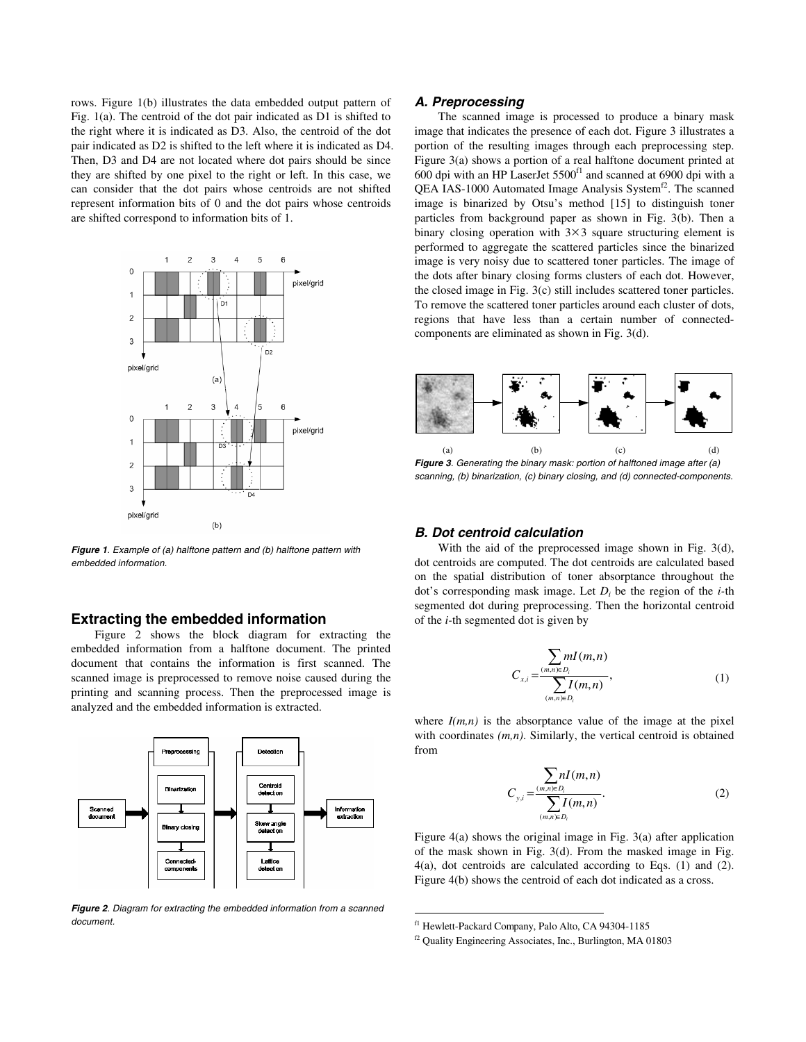rows. Figure 1(b) illustrates the data embedded output pattern of Fig. 1(a). The centroid of the dot pair indicated as D1 is shifted to the right where it is indicated as D3. Also, the centroid of the dot pair indicated as D2 is shifted to the left where it is indicated as D4. Then, D3 and D4 are not located where dot pairs should be since they are shifted by one pixel to the right or left. In this case, we can consider that the dot pairs whose centroids are not shifted represent information bits of 0 and the dot pairs whose centroids are shifted correspond to information bits of 1.

***Figure 1**. Example of (a) halftone pattern and (b) halftone pattern with embedded information.*

## Extracting the embedded information

Figure 2 shows the block diagram for extracting the embedded information from a halftone document. The printed document that contains the information is first scanned. The scanned image is preprocessed to remove noise caused during the printing and scanning process. Then the preprocessed image is analyzed and the embedded information is extracted.

***Figure 2**. Diagram for extracting the embedded information from a scanned document.*

### A. Preprocessing

The scanned image is processed to produce a binary mask image that indicates the presence of each dot. Figure 3 illustrates a portion of the resulting images through each preprocessing step. Figure 3(a) shows a portion of a real halftone document printed at 600 dpi with an HP LaserJet 5500[f1] and scanned at 6900 dpi with a QEA IAS-1000 Automated Image Analysis System[f2]. The scanned image is binarized by Otsu's method [15] to distinguish toner particles from background paper as shown in Fig. 3(b). Then a binary closing operation with $3\times 3$ square structuring element is performed to aggregate the scattered particles since the binarized image is very noisy due to scattered toner particles. The image of the dots after binary closing forms clusters of each dot. However, the closed image in Fig. 3(c) still includes scattered toner particles. To remove the scattered toner particles around each cluster of dots, regions that have less than a certain number of connected-components are eliminated as shown in Fig. 3(d).

***Figure 3**. Generating the binary mask: portion of halftoned image after (a) scanning, (b) binarization, (c) binary closing, and (d) connected-components.*

### B. Dot centroid calculation

With the aid of the preprocessed image shown in Fig. 3(d), dot centroids are computed. The dot centroids are calculated based on the spatial distribution of toner absorptance throughout the dot's corresponding mask image. Let $D_i$ be the region of the $i$-th segmented dot during preprocessing. Then the horizontal centroid of the $i$-th segmented dot is given by

$$C_{x,i} = \frac{\sum_{(m,n)\in D_i} mI(m,n)}{\sum_{(m,n)\in D_i} I(m,n)}, \tag{1}$$

where $I(m,n)$ is the absorptance value of the image at the pixel with coordinates $(m,n)$. Similarly, the vertical centroid is obtained from

$$C_{y,i} = \frac{\sum_{(m,n)\in D_i} nI(m,n)}{\sum_{(m,n)\in D_i} I(m,n)}. \tag{2}$$

Figure 4(a) shows the original image in Fig. 3(a) after application of the mask shown in Fig. 3(d). From the masked image in Fig. 4(a), dot centroids are calculated according to Eqs. (1) and (2). Figure 4(b) shows the centroid of each dot indicated as a cross.

---

[f1] Hewlett-Packard Company, Palo Alto, CA 94304-1185

[f2] Quality Engineering Associates, Inc., Burlington, MA 01803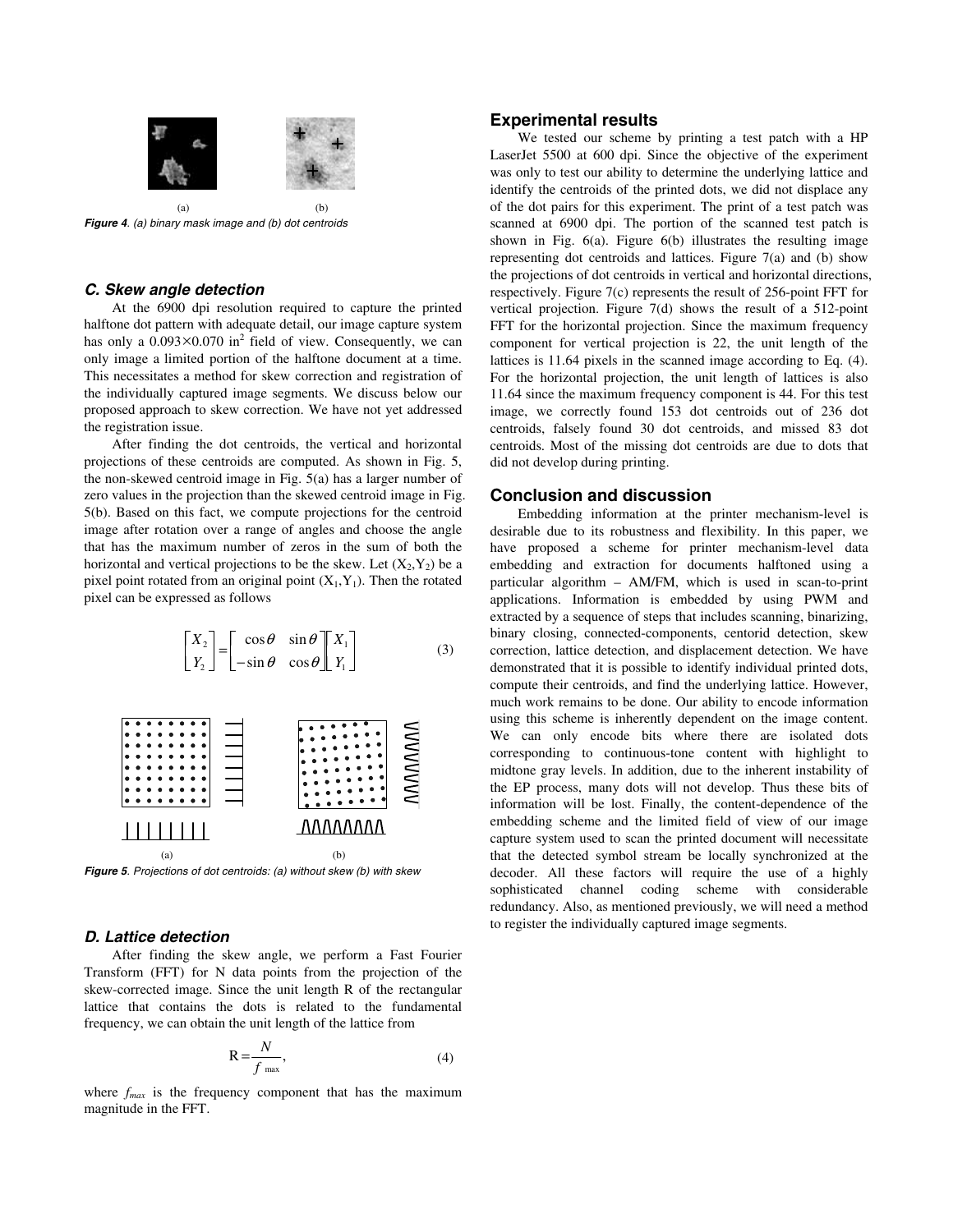(a) (b)

*Figure 4. (a) binary mask image and (b) dot centroids*

### C. Skew angle detection

At the 6900 dpi resolution required to capture the printed halftone dot pattern with adequate detail, our image capture system has only a $0.093 \times 0.070$ in$^2$ field of view. Consequently, we can only image a limited portion of the halftone document at a time. This necessitates a method for skew correction and registration of the individually captured image segments. We discuss below our proposed approach to skew correction. We have not yet addressed the registration issue.

After finding the dot centroids, the vertical and horizontal projections of these centroids are computed. As shown in Fig. 5, the non-skewed centroid image in Fig. 5(a) has a larger number of zero values in the projection than the skewed centroid image in Fig. 5(b). Based on this fact, we compute projections for the centroid image after rotation over a range of angles and choose the angle that has the maximum number of zeros in the sum of both the horizontal and vertical projections to be the skew. Let $(X_2,Y_2)$ be a pixel point rotated from an original point $(X_1,Y_1)$. Then the rotated pixel can be expressed as follows

$$\begin{bmatrix} X_2 \\ Y_2 \end{bmatrix} = \begin{bmatrix} \cos\theta & \sin\theta \\ -\sin\theta & \cos\theta \end{bmatrix} \begin{bmatrix} X_1 \\ Y_1 \end{bmatrix} \qquad (3)$$

(a) (b)

*Figure 5. Projections of dot centroids: (a) without skew (b) with skew*

### D. Lattice detection

After finding the skew angle, we perform a Fast Fourier Transform (FFT) for N data points from the projection of the skew-corrected image. Since the unit length R of the rectangular lattice that contains the dots is related to the fundamental frequency, we can obtain the unit length of the lattice from

$$\mathrm{R} = \frac{N}{f_{\max}}, \qquad (4)$$

where $f_{max}$ is the frequency component that has the maximum magnitude in the FFT.

## Experimental results

We tested our scheme by printing a test patch with a HP LaserJet 5500 at 600 dpi. Since the objective of the experiment was only to test our ability to determine the underlying lattice and identify the centroids of the printed dots, we did not displace any of the dot pairs for this experiment. The print of a test patch was scanned at 6900 dpi. The portion of the scanned test patch is shown in Fig. 6(a). Figure 6(b) illustrates the resulting image representing dot centroids and lattices. Figure 7(a) and (b) show the projections of dot centroids in vertical and horizontal directions, respectively. Figure 7(c) represents the result of 256-point FFT for vertical projection. Figure 7(d) shows the result of a 512-point FFT for the horizontal projection. Since the maximum frequency component for vertical projection is 22, the unit length of the lattices is 11.64 pixels in the scanned image according to Eq. (4). For the horizontal projection, the unit length of lattices is also 11.64 since the maximum frequency component is 44. For this test image, we correctly found 153 dot centroids out of 236 dot centroids, falsely found 30 dot centroids, and missed 83 dot centroids. Most of the missing dot centroids are due to dots that did not develop during printing.

## Conclusion and discussion

Embedding information at the printer mechanism-level is desirable due to its robustness and flexibility. In this paper, we have proposed a scheme for printer mechanism-level data embedding and extraction for documents halftoned using a particular algorithm – AM/FM, which is used in scan-to-print applications. Information is embedded by using PWM and extracted by a sequence of steps that includes scanning, binarizing, binary closing, connected-components, centorid detection, skew correction, lattice detection, and displacement detection. We have demonstrated that it is possible to identify individual printed dots, compute their centroids, and find the underlying lattice. However, much work remains to be done. Our ability to encode information using this scheme is inherently dependent on the image content. We can only encode bits where there are isolated dots corresponding to continuous-tone content with highlight to midtone gray levels. In addition, due to the inherent instability of the EP process, many dots will not develop. Thus these bits of information will be lost. Finally, the content-dependence of the embedding scheme and the limited field of view of our image capture system used to scan the printed document will necessitate that the detected symbol stream be locally synchronized at the decoder. All these factors will require the use of a highly sophisticated channel coding scheme with considerable redundancy. Also, as mentioned previously, we will need a method to register the individually captured image segments.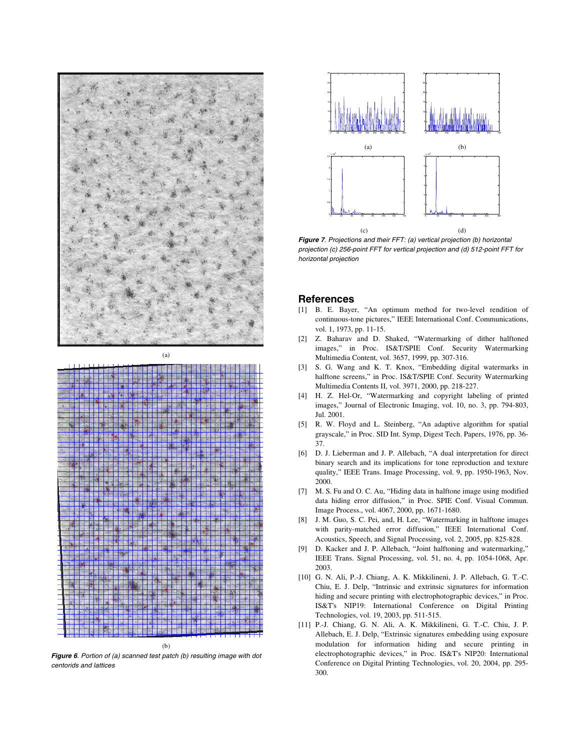(a)

(b)

***Figure 6**. Portion of (a) scanned test patch (b) resulting image with dot centorids and lattices*

(a) (b)

(c) (d)

***Figure 7**. Projections and their FFT: (a) vertical projection (b) horizontal projection (c) 256-point FFT for vertical projection and (d) 512-point FFT for horizontal projection*

## References

[1] B. E. Bayer, "An optimum method for two-level rendition of continuous-tone pictures," IEEE International Conf. Communications, vol. 1, 1973, pp. 11-15.

[2] Z. Baharav and D. Shaked, "Watermarking of dither halftoned images," in Proc. IS&T/SPIE Conf. Security Watermarking Multimedia Content, vol. 3657, 1999, pp. 307-316.

[3] S. G. Wang and K. T. Knox, "Embedding digital watermarks in halftone screens," in Proc. IS&T/SPIE Conf. Security Watermarking Multimedia Contents II, vol. 3971, 2000, pp. 218-227.

[4] H. Z. Hel-Or, "Watermarking and copyright labeling of printed images," Journal of Electronic Imaging, vol. 10, no. 3, pp. 794-803, Jul. 2001.

[5] R. W. Floyd and L. Steinberg, "An adaptive algorithm for spatial grayscale," in Proc. SID Int. Symp, Digest Tech. Papers, 1976, pp. 36-37.

[6] D. J. Lieberman and J. P. Allebach, "A dual interpretation for direct binary search and its implications for tone reproduction and texture quality," IEEE Trans. Image Processing, vol. 9, pp. 1950-1963, Nov. 2000.

[7] M. S. Fu and O. C. Au, "Hiding data in halftone image using modified data hiding error diffusion," in Proc. SPIE Conf. Visual Commun. Image Process., vol. 4067, 2000, pp. 1671-1680.

[8] J. M. Guo, S. C. Pei, and, H. Lee, "Watermarking in halftone images with parity-matched error diffusion," IEEE International Conf. Acoustics, Speech, and Signal Processing, vol. 2, 2005, pp. 825-828.

[9] D. Kacker and J. P. Allebach, "Joint halftoning and watermarking," IEEE Trans. Signal Processing, vol. 51, no. 4, pp. 1054-1068, Apr. 2003.

[10] G. N. Ali, P.-J. Chiang, A. K. Mikkilineni, J. P. Allebach, G. T.-C. Chiu, E. J. Delp, "Intrinsic and extrinsic signatures for information hiding and secure printing with electrophotographic devices," in Proc. IS&T's NIP19: International Conference on Digital Printing Technologies, vol. 19, 2003, pp. 511-515.

[11] P.-J. Chiang, G. N. Ali, A. K. Mikkilineni, G. T.-C. Chiu, J. P. Allebach, E. J. Delp, "Extrinsic signatures embedding using exposure modulation for information hiding and secure printing in electrophotographic devices," in Proc. IS&T's NIP20: International Conference on Digital Printing Technologies, vol. 20, 2004, pp. 295-300.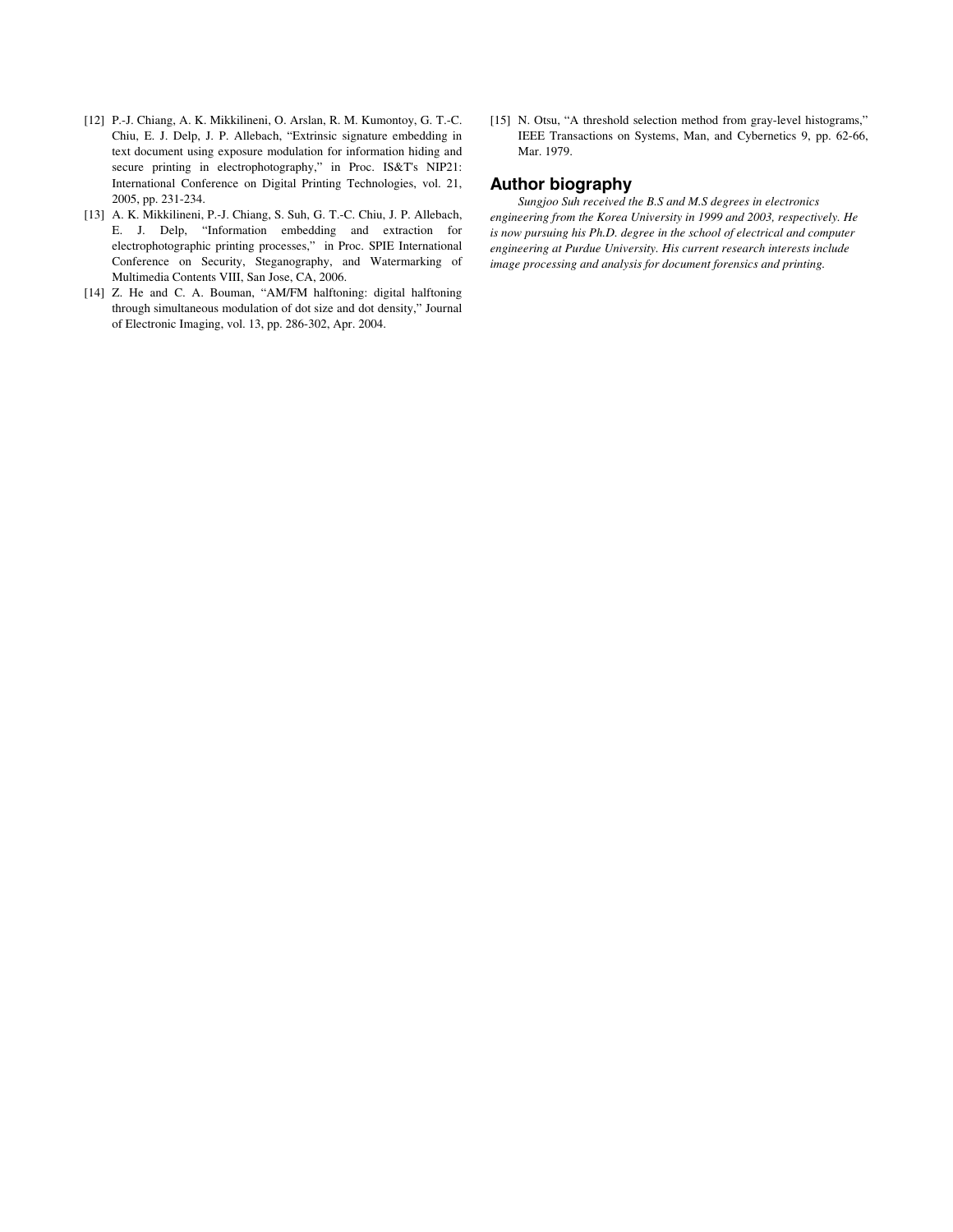[12] P.-J. Chiang, A. K. Mikkilineni, O. Arslan, R. M. Kumontoy, G. T.-C. Chiu, E. J. Delp, J. P. Allebach, "Extrinsic signature embedding in text document using exposure modulation for information hiding and secure printing in electrophotography," in Proc. IS&T's NIP21: International Conference on Digital Printing Technologies, vol. 21, 2005, pp. 231-234.

[13] A. K. Mikkilineni, P.-J. Chiang, S. Suh, G. T.-C. Chiu, J. P. Allebach, E. J. Delp, "Information embedding and extraction for electrophotographic printing processes," in Proc. SPIE International Conference on Security, Steganography, and Watermarking of Multimedia Contents VIII, San Jose, CA, 2006.

[14] Z. He and C. A. Bouman, "AM/FM halftoning: digital halftoning through simultaneous modulation of dot size and dot density," Journal of Electronic Imaging, vol. 13, pp. 286-302, Apr. 2004.

[15] N. Otsu, "A threshold selection method from gray-level histograms," IEEE Transactions on Systems, Man, and Cybernetics 9, pp. 62-66, Mar. 1979.

## Author biography

*Sungjoo Suh received the B.S and M.S degrees in electronics engineering from the Korea University in 1999 and 2003, respectively. He is now pursuing his Ph.D. degree in the school of electrical and computer engineering at Purdue University. His current research interests include image processing and analysis for document forensics and printing.*